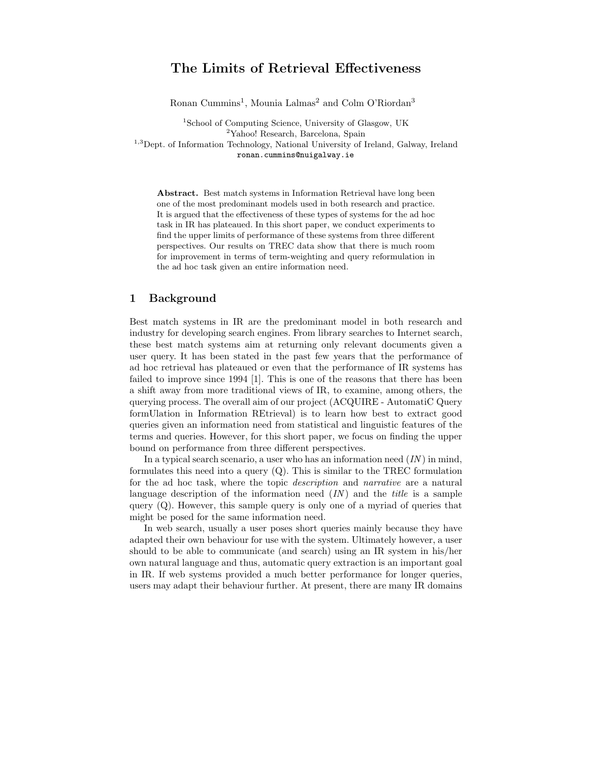# The Limits of Retrieval Effectiveness

Ronan Cummins[1], Mounia Lalmas[2] and Colm O'Riordan[3]

[1]School of Computing Science, University of Glasgow, UK
[2]Yahoo! Research, Barcelona, Spain
[1,3]Dept. of Information Technology, National University of Ireland, Galway, Ireland
ronan.cummins@nuigalway.ie

**Abstract.** Best match systems in Information Retrieval have long been one of the most predominant models used in both research and practice. It is argued that the effectiveness of these types of systems for the ad hoc task in IR has plateaued. In this short paper, we conduct experiments to find the upper limits of performance of these systems from three different perspectives. Our results on TREC data show that there is much room for improvement in terms of term-weighting and query reformulation in the ad hoc task given an entire information need.

## 1 Background

Best match systems in IR are the predominant model in both research and industry for developing search engines. From library searches to Internet search, these best match systems aim at returning only relevant documents given a user query. It has been stated in the past few years that the performance of ad hoc retrieval has plateaued or even that the performance of IR systems has failed to improve since 1994 [1]. This is one of the reasons that there has been a shift away from more traditional views of IR, to examine, among others, the querying process. The overall aim of our project (ACQUIRE - AutomatiC Query formUlation in Information REtrieval) is to learn how best to extract good queries given an information need from statistical and linguistic features of the terms and queries. However, for this short paper, we focus on finding the upper bound on performance from three different perspectives.

In a typical search scenario, a user who has an information need (*IN*) in mind, formulates this need into a query (Q). This is similar to the TREC formulation for the ad hoc task, where the topic *description* and *narrative* are a natural language description of the information need (*IN*) and the *title* is a sample query (Q). However, this sample query is only one of a myriad of queries that might be posed for the same information need.

In web search, usually a user poses short queries mainly because they have adapted their own behaviour for use with the system. Ultimately however, a user should to be able to communicate (and search) using an IR system in his/her own natural language and thus, automatic query extraction is an important goal in IR. If web systems provided a much better performance for longer queries, users may adapt their behaviour further. At present, there are many IR domains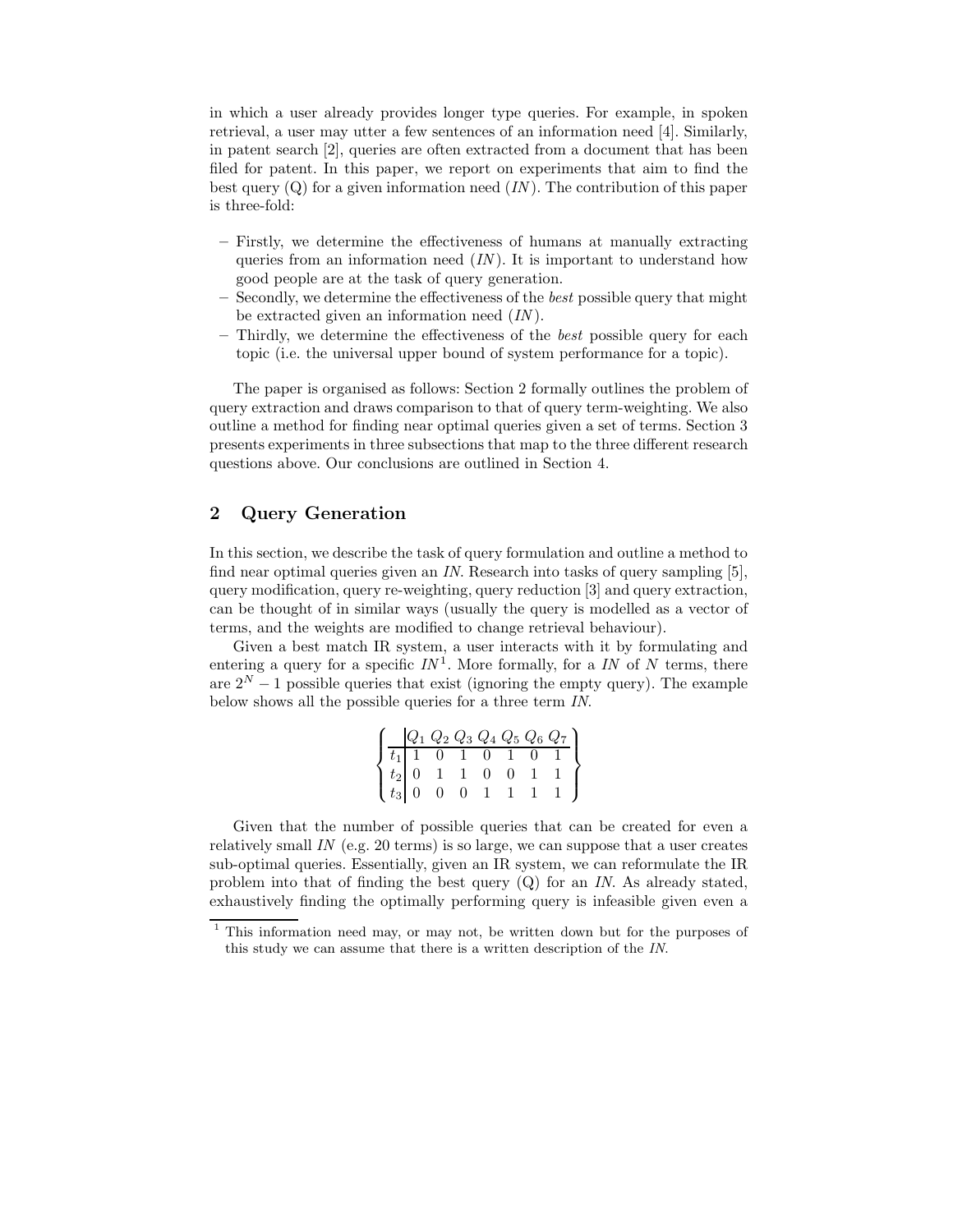in which a user already provides longer type queries. For example, in spoken retrieval, a user may utter a few sentences of an information need [4]. Similarly, in patent search [2], queries are often extracted from a document that has been filed for patent. In this paper, we report on experiments that aim to find the best query (Q) for a given information need (*IN*). The contribution of this paper is three-fold:

- Firstly, we determine the effectiveness of humans at manually extracting queries from an information need (*IN*). It is important to understand how good people are at the task of query generation.
- Secondly, we determine the effectiveness of the *best* possible query that might be extracted given an information need (*IN*).
- Thirdly, we determine the effectiveness of the *best* possible query for each topic (i.e. the universal upper bound of system performance for a topic).

The paper is organised as follows: Section 2 formally outlines the problem of query extraction and draws comparison to that of query term-weighting. We also outline a method for finding near optimal queries given a set of terms. Section 3 presents experiments in three subsections that map to the three different research questions above. Our conclusions are outlined in Section 4.

## 2 Query Generation

In this section, we describe the task of query formulation and outline a method to find near optimal queries given an *IN*. Research into tasks of query sampling [5], query modification, query re-weighting, query reduction [3] and query extraction, can be thought of in similar ways (usually the query is modelled as a vector of terms, and the weights are modified to change retrieval behaviour).

Given a best match IR system, a user interacts with it by formulating and entering a query for a specific *IN*[1]. More formally, for a *IN* of $N$ terms, there are $2^N - 1$ possible queries that exist (ignoring the empty query). The example below shows all the possible queries for a three term *IN*.

$$\left\{ \begin{array}{c|ccccccc} & Q_1 & Q_2 & Q_3 & Q_4 & Q_5 & Q_6 & Q_7 \\ \hline t_1 & 1 & 0 & 1 & 0 & 1 & 0 & 1 \\ t_2 & 0 & 1 & 1 & 0 & 0 & 1 & 1 \\ t_3 & 0 & 0 & 0 & 1 & 1 & 1 & 1 \end{array} \right\}$$

Given that the number of possible queries that can be created for even a relatively small *IN* (e.g. 20 terms) is so large, we can suppose that a user creates sub-optimal queries. Essentially, given an IR system, we can reformulate the IR problem into that of finding the best query (Q) for an *IN*. As already stated, exhaustively finding the optimally performing query is infeasible given even a

[1] This information need may, or may not, be written down but for the purposes of this study we can assume that there is a written description of the *IN*.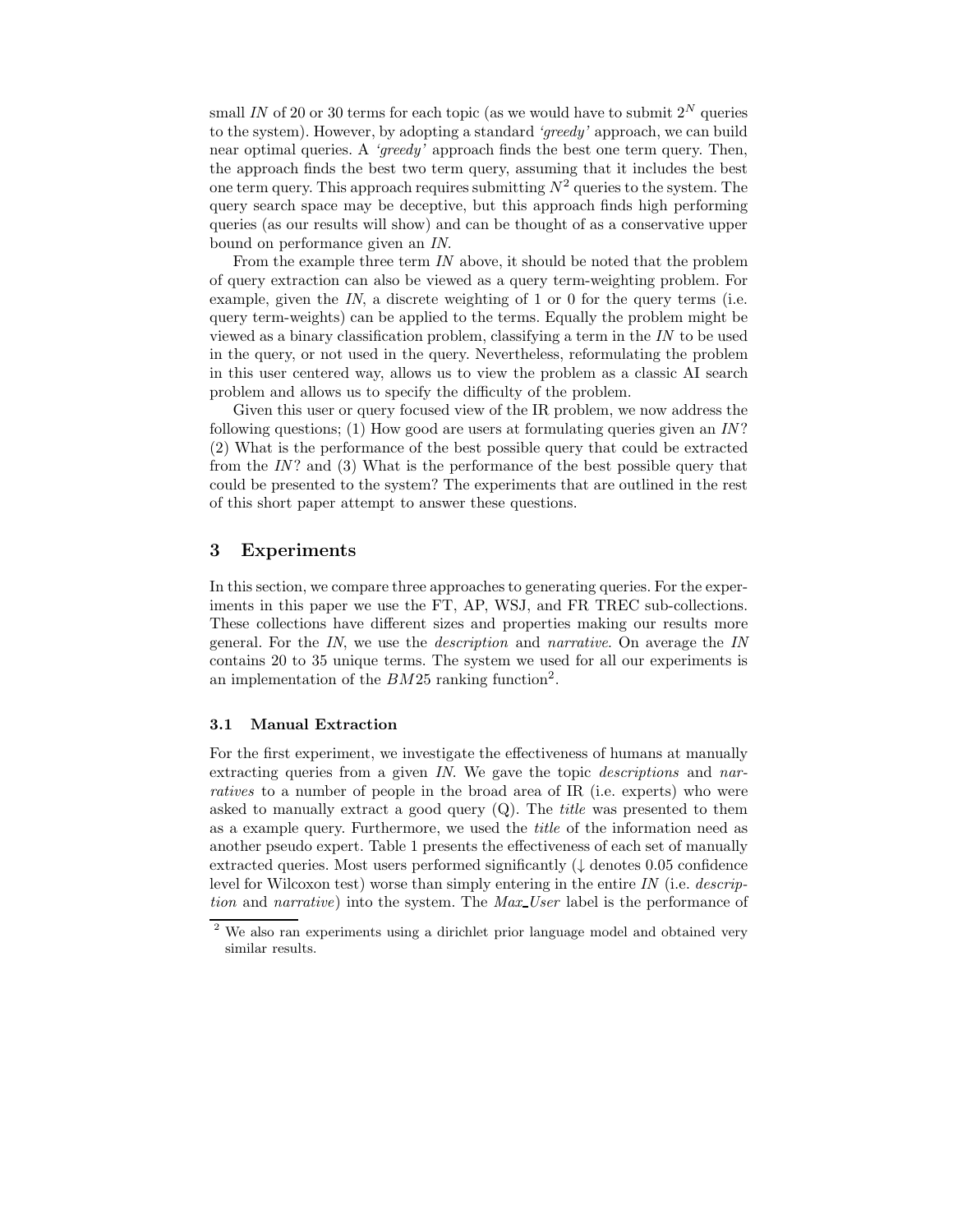small *IN* of 20 or 30 terms for each topic (as we would have to submit $2^N$ queries to the system). However, by adopting a standard *'greedy'* approach, we can build near optimal queries. A *'greedy'* approach finds the best one term query. Then, the approach finds the best two term query, assuming that it includes the best one term query. This approach requires submitting $N^2$ queries to the system. The query search space may be deceptive, but this approach finds high performing queries (as our results will show) and can be thought of as a conservative upper bound on performance given an *IN*.

From the example three term *IN* above, it should be noted that the problem of query extraction can also be viewed as a query term-weighting problem. For example, given the *IN*, a discrete weighting of 1 or 0 for the query terms (i.e. query term-weights) can be applied to the terms. Equally the problem might be viewed as a binary classification problem, classifying a term in the *IN* to be used in the query, or not used in the query. Nevertheless, reformulating the problem in this user centered way, allows us to view the problem as a classic AI search problem and allows us to specify the difficulty of the problem.

Given this user or query focused view of the IR problem, we now address the following questions; (1) How good are users at formulating queries given an *IN*? (2) What is the performance of the best possible query that could be extracted from the *IN*? and (3) What is the performance of the best possible query that could be presented to the system? The experiments that are outlined in the rest of this short paper attempt to answer these questions.

## 3 Experiments

In this section, we compare three approaches to generating queries. For the experiments in this paper we use the FT, AP, WSJ, and FR TREC sub-collections. These collections have different sizes and properties making our results more general. For the *IN*, we use the *description* and *narrative*. On average the *IN* contains 20 to 35 unique terms. The system we used for all our experiments is an implementation of the $BM25$ ranking function[2].

### 3.1 Manual Extraction

For the first experiment, we investigate the effectiveness of humans at manually extracting queries from a given *IN*. We gave the topic *descriptions* and *narratives* to a number of people in the broad area of IR (i.e. experts) who were asked to manually extract a good query (Q). The *title* was presented to them as a example query. Furthermore, we used the *title* of the information need as another pseudo expert. Table 1 presents the effectiveness of each set of manually extracted queries. Most users performed significantly (↓ denotes 0.05 confidence level for Wilcoxon test) worse than simply entering in the entire *IN* (i.e. *description* and *narrative*) into the system. The *Max_User* label is the performance of

[2] We also ran experiments using a dirichlet prior language model and obtained very similar results.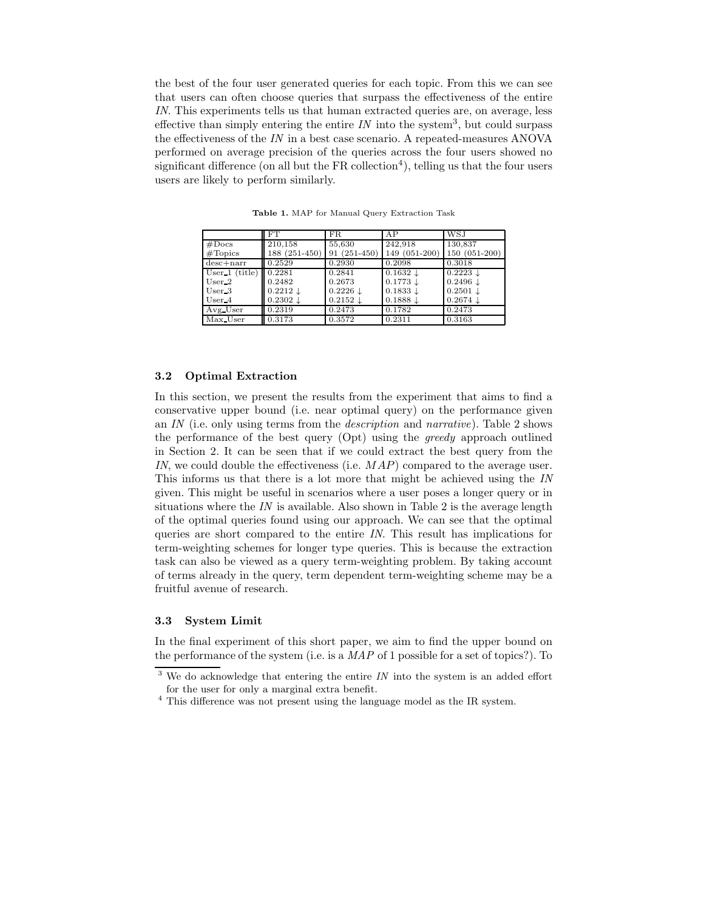the best of the four user generated queries for each topic. From this we can see that users can often choose queries that surpass the effectiveness of the entire *IN*. This experiments tells us that human extracted queries are, on average, less effective than simply entering the entire *IN* into the system[3], but could surpass the effectiveness of the *IN* in a best case scenario. A repeated-measures ANOVA performed on average precision of the queries across the four users showed no significant difference (on all but the FR collection[4]), telling us that the four users users are likely to perform similarly.

**Table 1.** MAP for Manual Query Extraction Task

| | FT | FR | AP | WSJ |
|---|---|---|---|---|
| #Docs | 210,158 | 55,630 | 242,918 | 130,837 |
| #Topics | 188 (251-450) | 91 (251-450) | 149 (051-200) | 150 (051-200) |
| desc+narr | 0.2529 | 0.2930 | 0.2098 | 0.3018 |
| User_1 (title) | 0.2281 | 0.2841 | 0.1632 ↓ | 0.2223 ↓ |
| User_2 | 0.2482 | 0.2673 | 0.1773 ↓ | 0.2496 ↓ |
| User_3 | 0.2212 ↓ | 0.2226 ↓ | 0.1833 ↓ | 0.2501 ↓ |
| User_4 | 0.2302 ↓ | 0.2152 ↓ | 0.1888 ↓ | 0.2674 ↓ |
| Avg_User | 0.2319 | 0.2473 | 0.1782 | 0.2473 |
| Max_User | 0.3173 | 0.3572 | 0.2311 | 0.3163 |

### 3.2 Optimal Extraction

In this section, we present the results from the experiment that aims to find a conservative upper bound (i.e. near optimal query) on the performance given an *IN* (i.e. only using terms from the *description* and *narrative*). Table 2 shows the performance of the best query (Opt) using the *greedy* approach outlined in Section 2. It can be seen that if we could extract the best query from the *IN*, we could double the effectiveness (i.e. *MAP*) compared to the average user. This informs us that there is a lot more that might be achieved using the *IN* given. This might be useful in scenarios where a user poses a longer query or in situations where the *IN* is available. Also shown in Table 2 is the average length of the optimal queries found using our approach. We can see that the optimal queries are short compared to the entire *IN*. This result has implications for term-weighting schemes for longer type queries. This is because the extraction task can also be viewed as a query term-weighting problem. By taking account of terms already in the query, term dependent term-weighting scheme may be a fruitful avenue of research.

### 3.3 System Limit

In the final experiment of this short paper, we aim to find the upper bound on the performance of the system (i.e. is a *MAP* of 1 possible for a set of topics?). To

[3] We do acknowledge that entering the entire *IN* into the system is an added effort for the user for only a marginal extra benefit.

[4] This difference was not present using the language model as the IR system.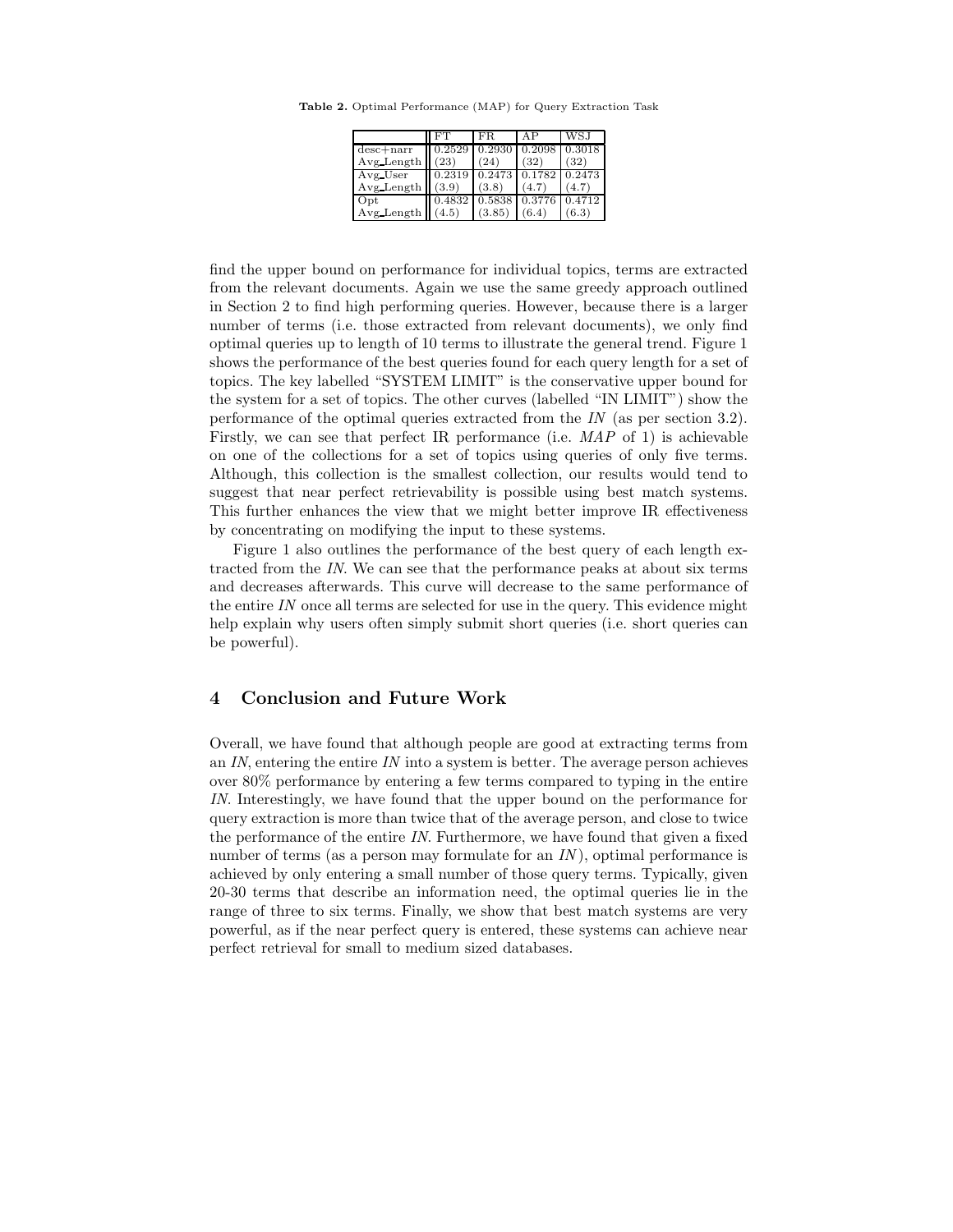**Table 2.** Optimal Performance (MAP) for Query Extraction Task

| | FT | FR | AP | WSJ |
|---|---|---|---|---|
| desc+narr | 0.2529 | 0.2930 | 0.2098 | 0.3018 |
| Avg_Length | (23) | (24) | (32) | (32) |
| Avg_User | 0.2319 | 0.2473 | 0.1782 | 0.2473 |
| Avg_Length | (3.9) | (3.8) | (4.7) | (4.7) |
| Opt | 0.4832 | 0.5838 | 0.3776 | 0.4712 |
| Avg_Length | (4.5) | (3.85) | (6.4) | (6.3) |

find the upper bound on performance for individual topics, terms are extracted from the relevant documents. Again we use the same greedy approach outlined in Section 2 to find high performing queries. However, because there is a larger number of terms (i.e. those extracted from relevant documents), we only find optimal queries up to length of 10 terms to illustrate the general trend. Figure 1 shows the performance of the best queries found for each query length for a set of topics. The key labelled "SYSTEM LIMIT" is the conservative upper bound for the system for a set of topics. The other curves (labelled "IN LIMIT") show the performance of the optimal queries extracted from the *IN* (as per section 3.2). Firstly, we can see that perfect IR performance (i.e. *MAP* of 1) is achievable on one of the collections for a set of topics using queries of only five terms. Although, this collection is the smallest collection, our results would tend to suggest that near perfect retrievability is possible using best match systems. This further enhances the view that we might better improve IR effectiveness by concentrating on modifying the input to these systems.

Figure 1 also outlines the performance of the best query of each length extracted from the *IN*. We can see that the performance peaks at about six terms and decreases afterwards. This curve will decrease to the same performance of the entire *IN* once all terms are selected for use in the query. This evidence might help explain why users often simply submit short queries (i.e. short queries can be powerful).

## 4 Conclusion and Future Work

Overall, we have found that although people are good at extracting terms from an *IN*, entering the entire *IN* into a system is better. The average person achieves over 80% performance by entering a few terms compared to typing in the entire *IN*. Interestingly, we have found that the upper bound on the performance for query extraction is more than twice that of the average person, and close to twice the performance of the entire *IN*. Furthermore, we have found that given a fixed number of terms (as a person may formulate for an *IN*), optimal performance is achieved by only entering a small number of those query terms. Typically, given 20-30 terms that describe an information need, the optimal queries lie in the range of three to six terms. Finally, we show that best match systems are very powerful, as if the near perfect query is entered, these systems can achieve near perfect retrieval for small to medium sized databases.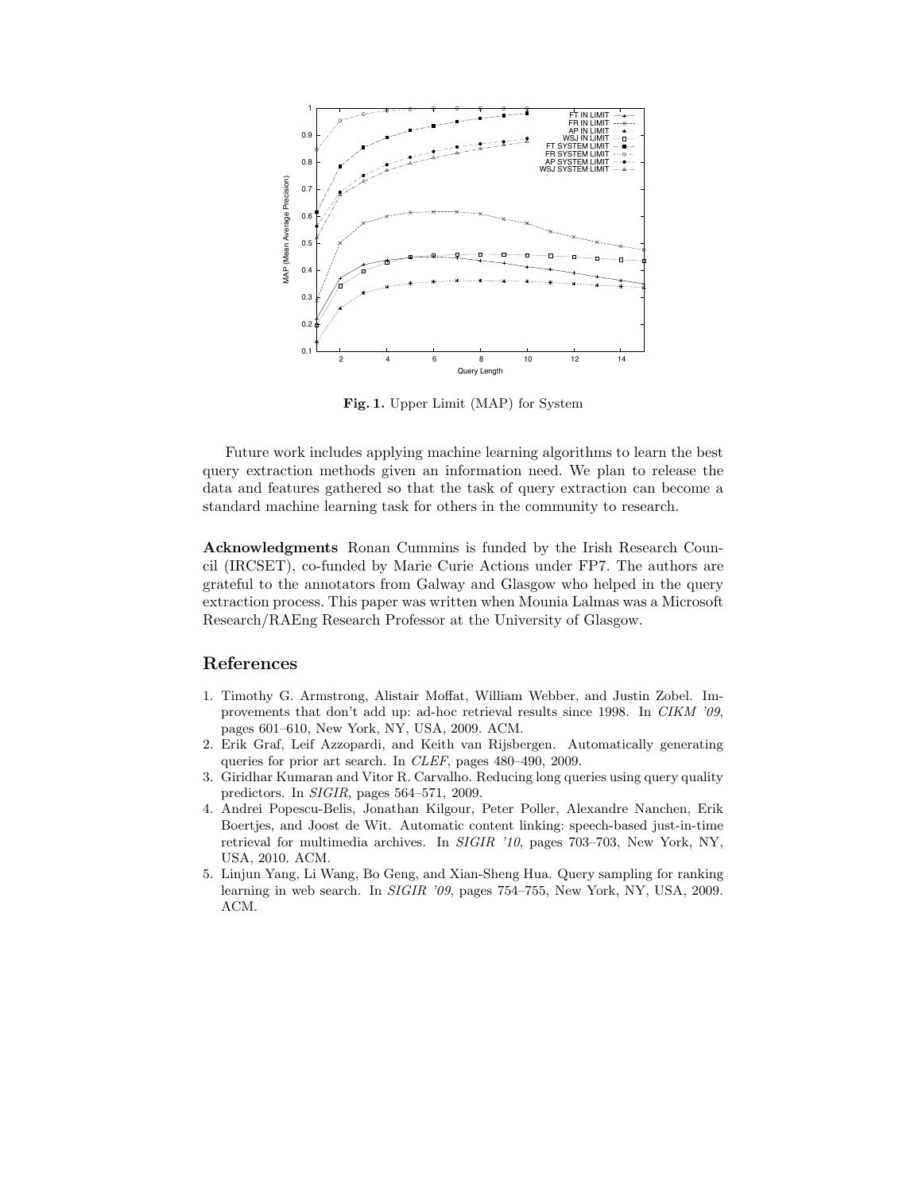1
0.9
0.8
0.7
0.6
0.5
0.4
0.3
0.2
0.1

MAP (Mean Average Precision)

2
4
6
8
10
12
14

Query Length

FT IN LIMIT
FR IN LIMIT
AP IN LIMIT
WSJ IN LIMIT
FT SYSTEM LIMIT
FR SYSTEM LIMIT
AP SYSTEM LIMIT
WSJ SYSTEM LIMIT

**Fig. 1.** Upper Limit (MAP) for System

Future work includes applying machine learning algorithms to learn the best query extraction methods given an information need. We plan to release the data and features gathered so that the task of query extraction can become a standard machine learning task for others in the community to research.

**Acknowledgments** Ronan Cummins is funded by the Irish Research Council (IRCSET), co-funded by Marie Curie Actions under FP7. The authors are grateful to the annotators from Galway and Glasgow who helped in the query extraction process. This paper was written when Mounia Lalmas was a Microsoft Research/RAEng Research Professor at the University of Glasgow.

## References

1. Timothy G. Armstrong, Alistair Moffat, William Webber, and Justin Zobel. Improvements that don't add up: ad-hoc retrieval results since 1998. In *CIKM '09*, pages 601–610, New York, NY, USA, 2009. ACM.
2. Erik Graf, Leif Azzopardi, and Keith van Rijsbergen. Automatically generating queries for prior art search. In *CLEF*, pages 480–490, 2009.
3. Giridhar Kumaran and Vitor R. Carvalho. Reducing long queries using query quality predictors. In *SIGIR*, pages 564–571, 2009.
4. Andrei Popescu-Belis, Jonathan Kilgour, Peter Poller, Alexandre Nanchen, Erik Boertjes, and Joost de Wit. Automatic content linking: speech-based just-in-time retrieval for multimedia archives. In *SIGIR '10*, pages 703–703, New York, NY, USA, 2010. ACM.
5. Linjun Yang, Li Wang, Bo Geng, and Xian-Sheng Hua. Query sampling for ranking learning in web search. In *SIGIR '09*, pages 754–755, New York, NY, USA, 2009. ACM.